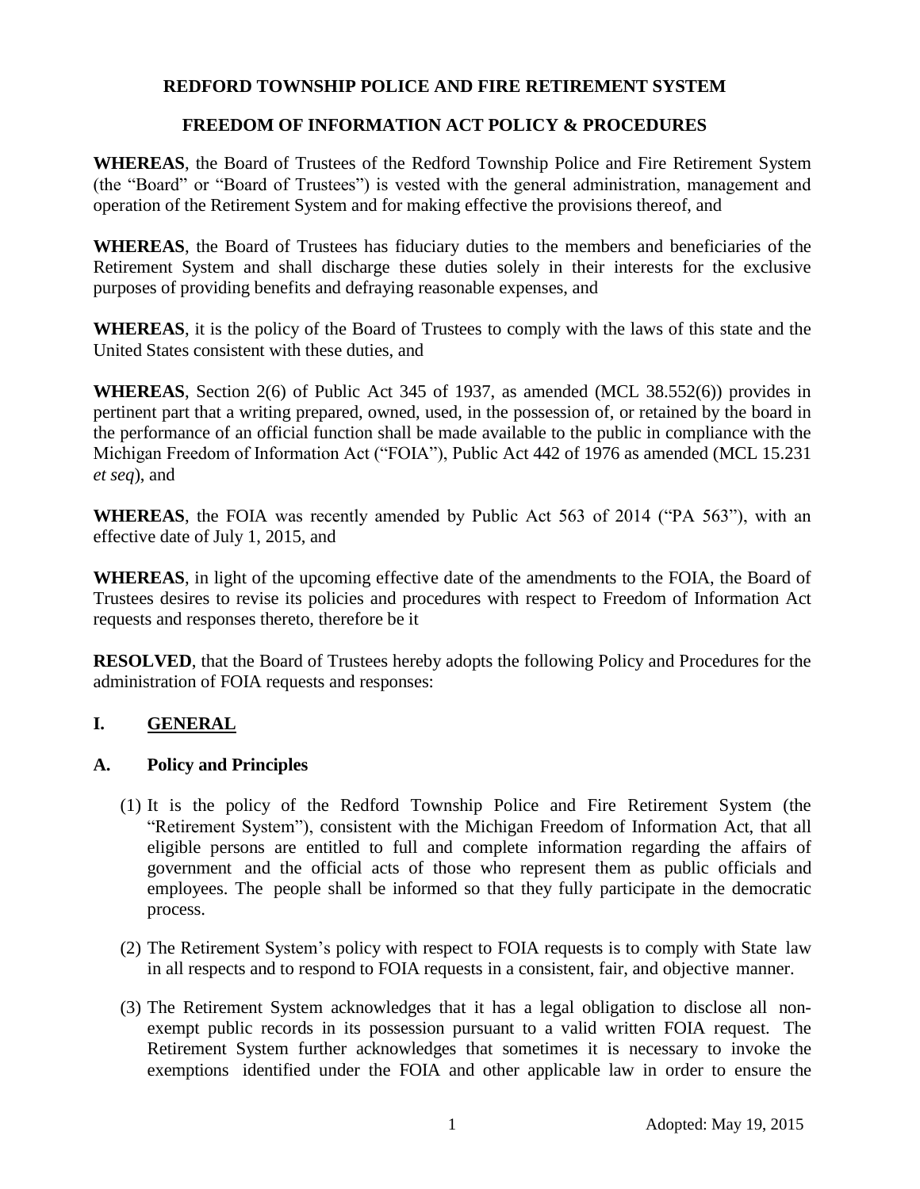# REDFORD TOWNSHIP POLICE AND FIRE RETIREMENT SYSTEM

## FREEDOM OF INFORMATION ACT POLICY & PROCEDURES

**WHEREAS**, the Board of Trustees of the Redford Township Police and Fire Retirement System (the "Board" or "Board of Trustees") is vested with the general administration, management and operation of the Retirement System and for making effective the provisions thereof, and

**WHEREAS**, the Board of Trustees has fiduciary duties to the members and beneficiaries of the Retirement System and shall discharge these duties solely in their interests for the exclusive purposes of providing benefits and defraying reasonable expenses, and

**WHEREAS**, it is the policy of the Board of Trustees to comply with the laws of this state and the United States consistent with these duties, and

**WHEREAS**, Section 2(6) of Public Act 345 of 1937, as amended (MCL 38.552(6)) provides in pertinent part that a writing prepared, owned, used, in the possession of, or retained by the board in the performance of an official function shall be made available to the public in compliance with the Michigan Freedom of Information Act ("FOIA"), Public Act 442 of 1976 as amended (MCL 15.231 *et seq*), and

**WHEREAS**, the FOIA was recently amended by Public Act 563 of 2014 ("PA 563"), with an effective date of July 1, 2015, and

**WHEREAS**, in light of the upcoming effective date of the amendments to the FOIA, the Board of Trustees desires to revise its policies and procedures with respect to Freedom of Information Act requests and responses thereto, therefore be it

**RESOLVED**, that the Board of Trustees hereby adopts the following Policy and Procedures for the administration of FOIA requests and responses:

## I. GENERAL

### A. Policy and Principles

(1) It is the policy of the Redford Township Police and Fire Retirement System (the "Retirement System"), consistent with the Michigan Freedom of Information Act, that all eligible persons are entitled to full and complete information regarding the affairs of government and the official acts of those who represent them as public officials and employees. The people shall be informed so that they fully participate in the democratic process.

(2) The Retirement System's policy with respect to FOIA requests is to comply with State law in all respects and to respond to FOIA requests in a consistent, fair, and objective manner.

(3) The Retirement System acknowledges that it has a legal obligation to disclose all non-exempt public records in its possession pursuant to a valid written FOIA request. The Retirement System further acknowledges that sometimes it is necessary to invoke the exemptions identified under the FOIA and other applicable law in order to ensure the

Adopted: May 19, 2015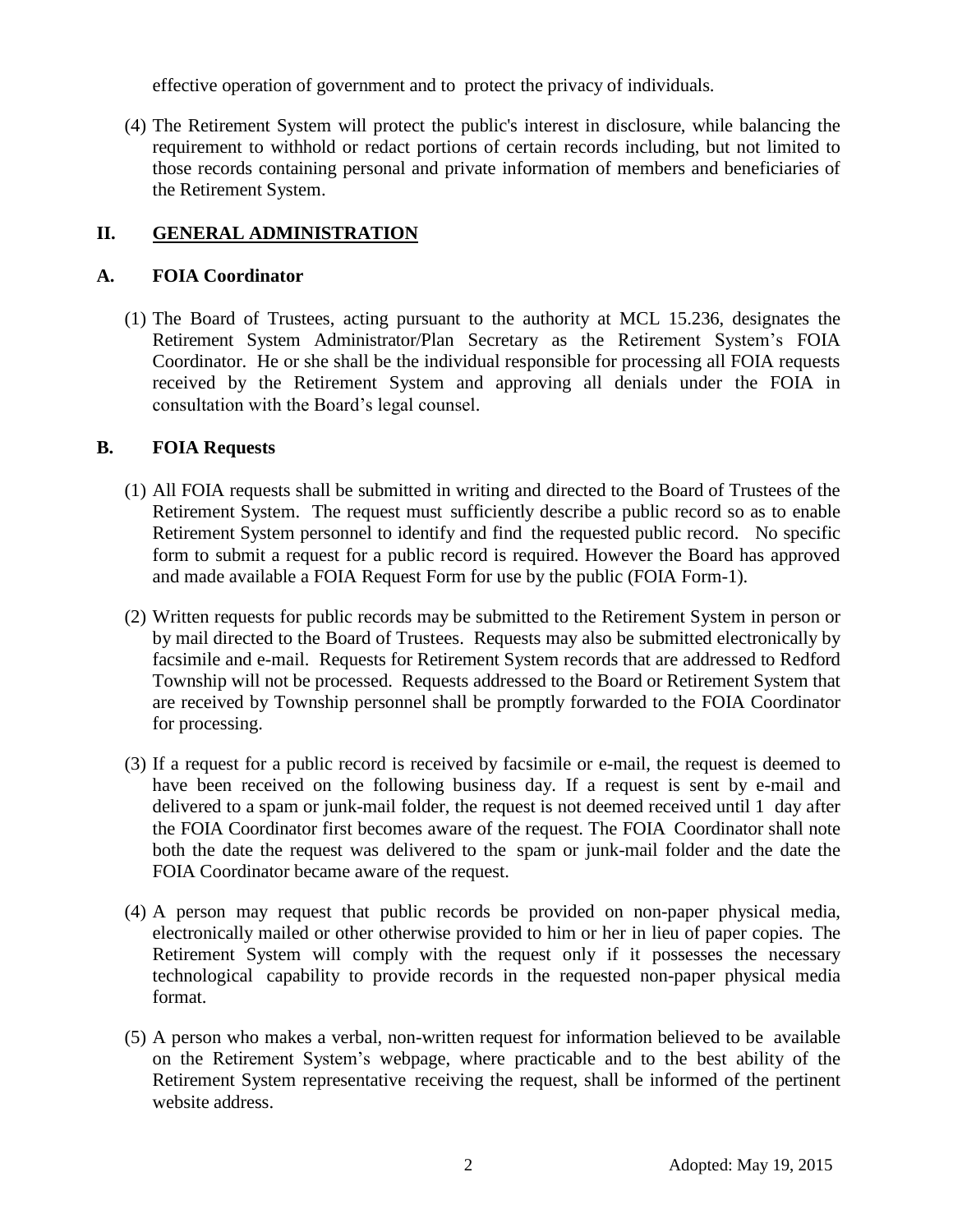effective operation of government and to protect the privacy of individuals.

(4) The Retirement System will protect the public's interest in disclosure, while balancing the requirement to withhold or redact portions of certain records including, but not limited to those records containing personal and private information of members and beneficiaries of the Retirement System.

## II. GENERAL ADMINISTRATION

### A. FOIA Coordinator

(1) The Board of Trustees, acting pursuant to the authority at MCL 15.236, designates the Retirement System Administrator/Plan Secretary as the Retirement System's FOIA Coordinator. He or she shall be the individual responsible for processing all FOIA requests received by the Retirement System and approving all denials under the FOIA in consultation with the Board's legal counsel.

### B. FOIA Requests

(1) All FOIA requests shall be submitted in writing and directed to the Board of Trustees of the Retirement System. The request must sufficiently describe a public record so as to enable Retirement System personnel to identify and find the requested public record. No specific form to submit a request for a public record is required. However the Board has approved and made available a FOIA Request Form for use by the public (FOIA Form-1).

(2) Written requests for public records may be submitted to the Retirement System in person or by mail directed to the Board of Trustees. Requests may also be submitted electronically by facsimile and e-mail. Requests for Retirement System records that are addressed to Redford Township will not be processed. Requests addressed to the Board or Retirement System that are received by Township personnel shall be promptly forwarded to the FOIA Coordinator for processing.

(3) If a request for a public record is received by facsimile or e-mail, the request is deemed to have been received on the following business day. If a request is sent by e-mail and delivered to a spam or junk-mail folder, the request is not deemed received until 1 day after the FOIA Coordinator first becomes aware of the request. The FOIA Coordinator shall note both the date the request was delivered to the spam or junk-mail folder and the date the FOIA Coordinator became aware of the request.

(4) A person may request that public records be provided on non-paper physical media, electronically mailed or other otherwise provided to him or her in lieu of paper copies. The Retirement System will comply with the request only if it possesses the necessary technological capability to provide records in the requested non-paper physical media format.

(5) A person who makes a verbal, non-written request for information believed to be available on the Retirement System's webpage, where practicable and to the best ability of the Retirement System representative receiving the request, shall be informed of the pertinent website address.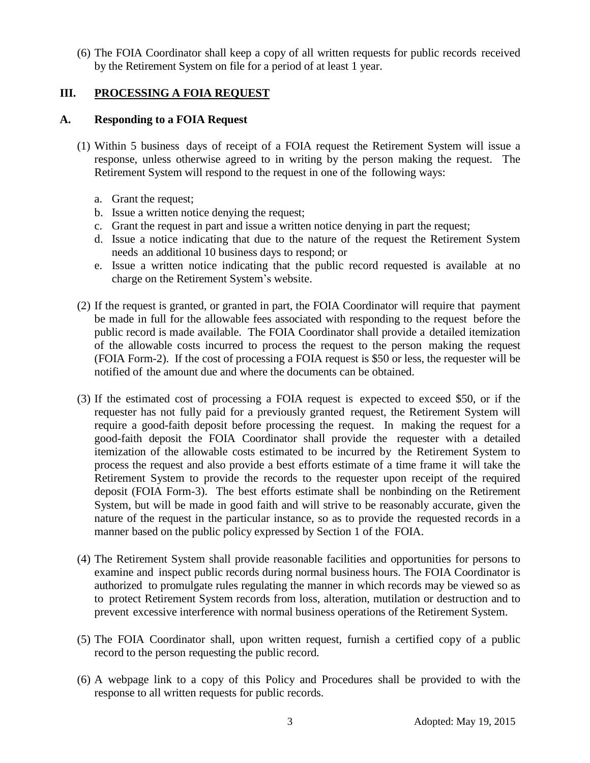(6) The FOIA Coordinator shall keep a copy of all written requests for public records received by the Retirement System on file for a period of at least 1 year.

## III. PROCESSING A FOIA REQUEST

### A. Responding to a FOIA Request

(1) Within 5 business days of receipt of a FOIA request the Retirement System will issue a response, unless otherwise agreed to in writing by the person making the request. The Retirement System will respond to the request in one of the following ways:

a. Grant the request;
b. Issue a written notice denying the request;
c. Grant the request in part and issue a written notice denying in part the request;
d. Issue a notice indicating that due to the nature of the request the Retirement System needs an additional 10 business days to respond; or
e. Issue a written notice indicating that the public record requested is available at no charge on the Retirement System's website.

(2) If the request is granted, or granted in part, the FOIA Coordinator will require that payment be made in full for the allowable fees associated with responding to the request before the public record is made available. The FOIA Coordinator shall provide a detailed itemization of the allowable costs incurred to process the request to the person making the request (FOIA Form-2). If the cost of processing a FOIA request is $50 or less, the requester will be notified of the amount due and where the documents can be obtained.

(3) If the estimated cost of processing a FOIA request is expected to exceed $50, or if the requester has not fully paid for a previously granted request, the Retirement System will require a good-faith deposit before processing the request. In making the request for a good-faith deposit the FOIA Coordinator shall provide the requester with a detailed itemization of the allowable costs estimated to be incurred by the Retirement System to process the request and also provide a best efforts estimate of a time frame it will take the Retirement System to provide the records to the requester upon receipt of the required deposit (FOIA Form-3). The best efforts estimate shall be nonbinding on the Retirement System, but will be made in good faith and will strive to be reasonably accurate, given the nature of the request in the particular instance, so as to provide the requested records in a manner based on the public policy expressed by Section 1 of the FOIA.

(4) The Retirement System shall provide reasonable facilities and opportunities for persons to examine and inspect public records during normal business hours. The FOIA Coordinator is authorized to promulgate rules regulating the manner in which records may be viewed so as to protect Retirement System records from loss, alteration, mutilation or destruction and to prevent excessive interference with normal business operations of the Retirement System.

(5) The FOIA Coordinator shall, upon written request, furnish a certified copy of a public record to the person requesting the public record.

(6) A webpage link to a copy of this Policy and Procedures shall be provided to with the response to all written requests for public records.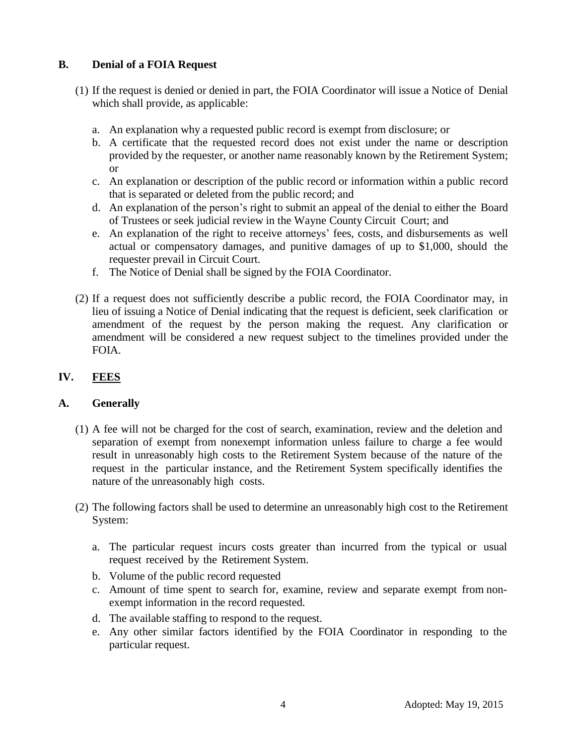### B. Denial of a FOIA Request

(1) If the request is denied or denied in part, the FOIA Coordinator will issue a Notice of Denial which shall provide, as applicable:

a. An explanation why a requested public record is exempt from disclosure; or
b. A certificate that the requested record does not exist under the name or description provided by the requester, or another name reasonably known by the Retirement System; or
c. An explanation or description of the public record or information within a public record that is separated or deleted from the public record; and
d. An explanation of the person's right to submit an appeal of the denial to either the Board of Trustees or seek judicial review in the Wayne County Circuit Court; and
e. An explanation of the right to receive attorneys' fees, costs, and disbursements as well actual or compensatory damages, and punitive damages of up to $1,000, should the requester prevail in Circuit Court.
f. The Notice of Denial shall be signed by the FOIA Coordinator.

(2) If a request does not sufficiently describe a public record, the FOIA Coordinator may, in lieu of issuing a Notice of Denial indicating that the request is deficient, seek clarification or amendment of the request by the person making the request. Any clarification or amendment will be considered a new request subject to the timelines provided under the FOIA.

## IV. <u>FEES</u>

### A. Generally

(1) A fee will not be charged for the cost of search, examination, review and the deletion and separation of exempt from nonexempt information unless failure to charge a fee would result in unreasonably high costs to the Retirement System because of the nature of the request in the particular instance, and the Retirement System specifically identifies the nature of the unreasonably high costs.

(2) The following factors shall be used to determine an unreasonably high cost to the Retirement System:

a. The particular request incurs costs greater than incurred from the typical or usual request received by the Retirement System.
b. Volume of the public record requested
c. Amount of time spent to search for, examine, review and separate exempt from non-exempt information in the record requested.
d. The available staffing to respond to the request.
e. Any other similar factors identified by the FOIA Coordinator in responding to the particular request.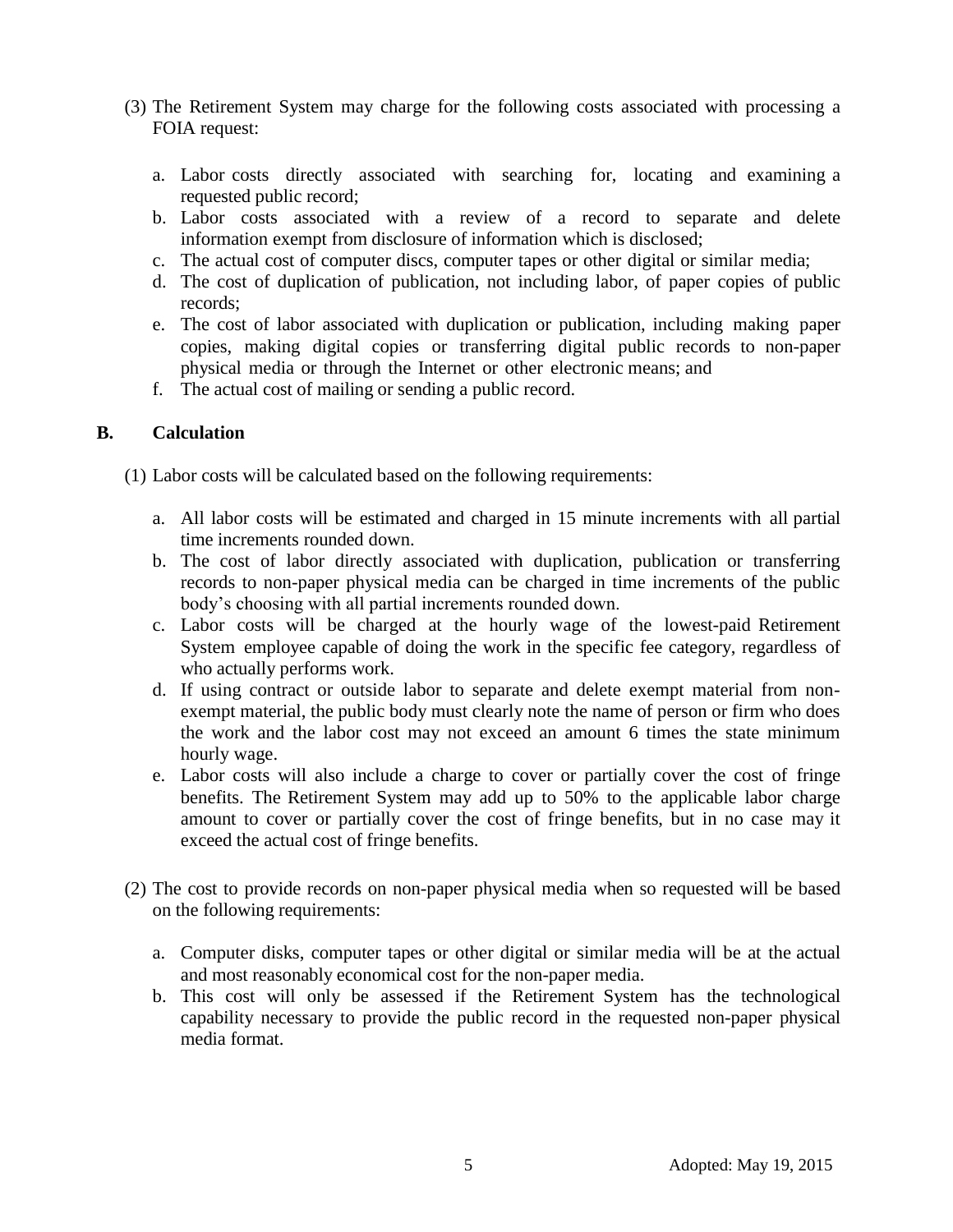(3) The Retirement System may charge for the following costs associated with processing a FOIA request:

a. Labor costs directly associated with searching for, locating and examining a requested public record;
b. Labor costs associated with a review of a record to separate and delete information exempt from disclosure of information which is disclosed;
c. The actual cost of computer discs, computer tapes or other digital or similar media;
d. The cost of duplication of publication, not including labor, of paper copies of public records;
e. The cost of labor associated with duplication or publication, including making paper copies, making digital copies or transferring digital public records to non-paper physical media or through the Internet or other electronic means; and
f. The actual cost of mailing or sending a public record.

## B. Calculation

(1) Labor costs will be calculated based on the following requirements:

a. All labor costs will be estimated and charged in 15 minute increments with all partial time increments rounded down.
b. The cost of labor directly associated with duplication, publication or transferring records to non-paper physical media can be charged in time increments of the public body's choosing with all partial increments rounded down.
c. Labor costs will be charged at the hourly wage of the lowest-paid Retirement System employee capable of doing the work in the specific fee category, regardless of who actually performs work.
d. If using contract or outside labor to separate and delete exempt material from non-exempt material, the public body must clearly note the name of person or firm who does the work and the labor cost may not exceed an amount 6 times the state minimum hourly wage.
e. Labor costs will also include a charge to cover or partially cover the cost of fringe benefits. The Retirement System may add up to 50% to the applicable labor charge amount to cover or partially cover the cost of fringe benefits, but in no case may it exceed the actual cost of fringe benefits.

(2) The cost to provide records on non-paper physical media when so requested will be based on the following requirements:

a. Computer disks, computer tapes or other digital or similar media will be at the actual and most reasonably economical cost for the non-paper media.
b. This cost will only be assessed if the Retirement System has the technological capability necessary to provide the public record in the requested non-paper physical media format.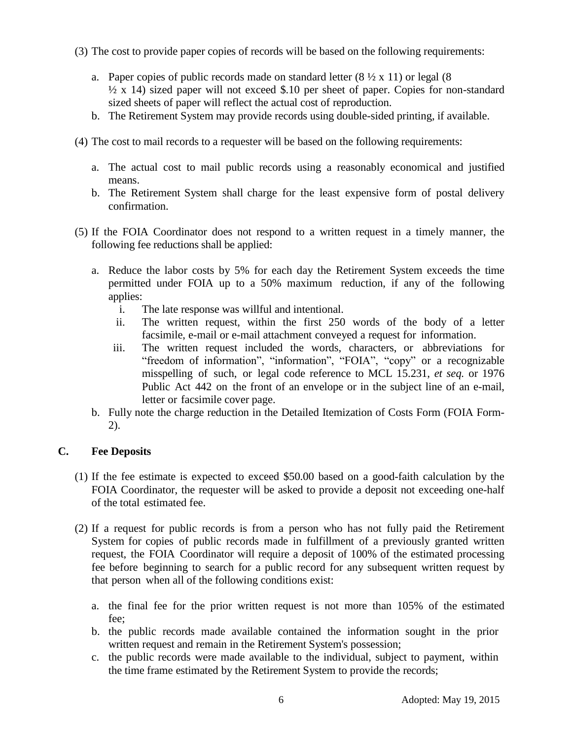(3) The cost to provide paper copies of records will be based on the following requirements:

   a. Paper copies of public records made on standard letter (8 ½ x 11) or legal (8 ½ x 14) sized paper will not exceed $.10 per sheet of paper. Copies for non-standard sized sheets of paper will reflect the actual cost of reproduction.
   b. The Retirement System may provide records using double-sided printing, if available.

(4) The cost to mail records to a requester will be based on the following requirements:

   a. The actual cost to mail public records using a reasonably economical and justified means.
   b. The Retirement System shall charge for the least expensive form of postal delivery confirmation.

(5) If the FOIA Coordinator does not respond to a written request in a timely manner, the following fee reductions shall be applied:

   a. Reduce the labor costs by 5% for each day the Retirement System exceeds the time permitted under FOIA up to a 50% maximum reduction, if any of the following applies:
      i. The late response was willful and intentional.
      ii. The written request, within the first 250 words of the body of a letter facsimile, e-mail or e-mail attachment conveyed a request for information.
      iii. The written request included the words, characters, or abbreviations for "freedom of information", "information", "FOIA", "copy" or a recognizable misspelling of such, or legal code reference to MCL 15.231, *et seq.* or 1976 Public Act 442 on the front of an envelope or in the subject line of an e-mail, letter or facsimile cover page.
   b. Fully note the charge reduction in the Detailed Itemization of Costs Form (FOIA Form-2).

## C. Fee Deposits

(1) If the fee estimate is expected to exceed $50.00 based on a good-faith calculation by the FOIA Coordinator, the requester will be asked to provide a deposit not exceeding one-half of the total estimated fee.

(2) If a request for public records is from a person who has not fully paid the Retirement System for copies of public records made in fulfillment of a previously granted written request, the FOIA Coordinator will require a deposit of 100% of the estimated processing fee before beginning to search for a public record for any subsequent written request by that person when all of the following conditions exist:

   a. the final fee for the prior written request is not more than 105% of the estimated fee;
   b. the public records made available contained the information sought in the prior written request and remain in the Retirement System's possession;
   c. the public records were made available to the individual, subject to payment, within the time frame estimated by the Retirement System to provide the records;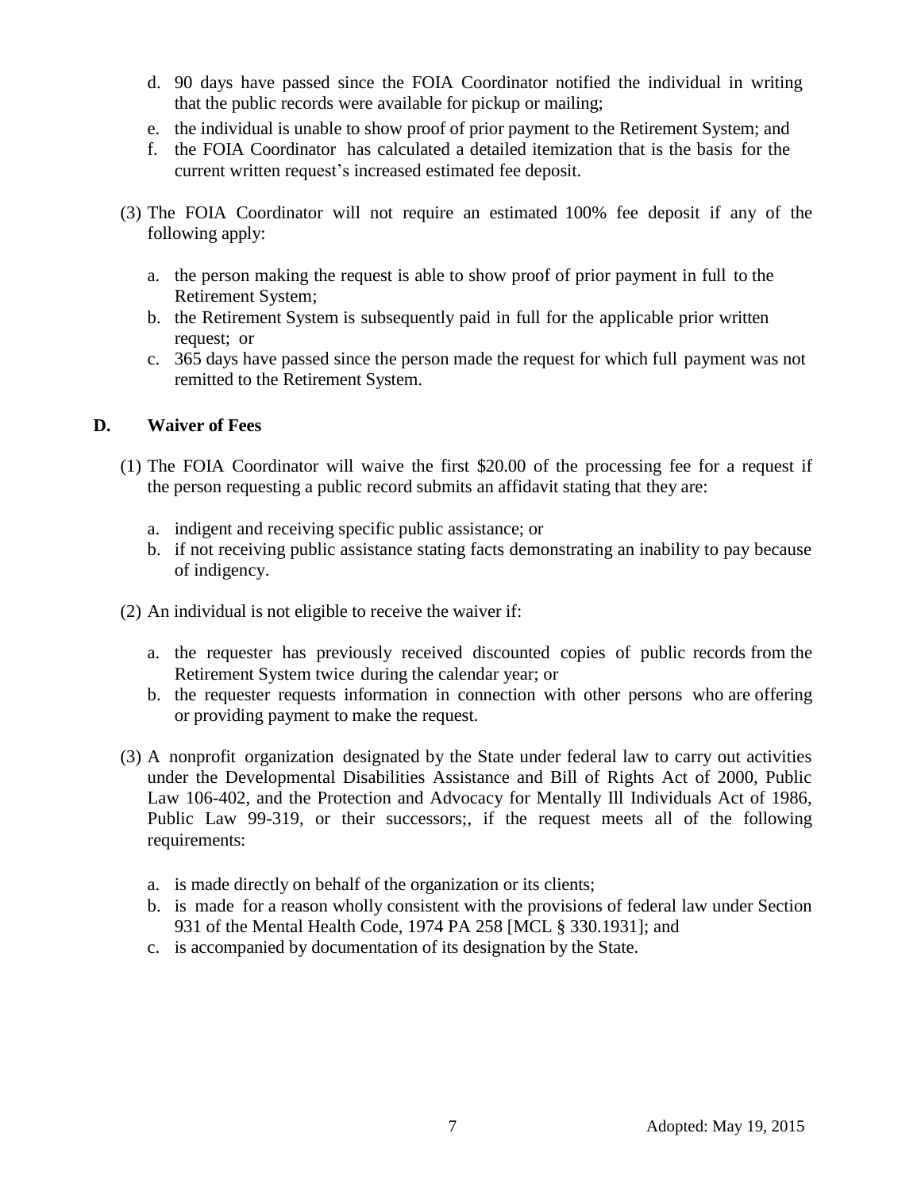d. 90 days have passed since the FOIA Coordinator notified the individual in writing that the public records were available for pickup or mailing;
e. the individual is unable to show proof of prior payment to the Retirement System; and
f. the FOIA Coordinator has calculated a detailed itemization that is the basis for the current written request's increased estimated fee deposit.

(3) The FOIA Coordinator will not require an estimated 100% fee deposit if any of the following apply:

a. the person making the request is able to show proof of prior payment in full to the Retirement System;
b. the Retirement System is subsequently paid in full for the applicable prior written request; or
c. 365 days have passed since the person made the request for which full payment was not remitted to the Retirement System.

**D. Waiver of Fees**

(1) The FOIA Coordinator will waive the first $20.00 of the processing fee for a request if the person requesting a public record submits an affidavit stating that they are:

a. indigent and receiving specific public assistance; or
b. if not receiving public assistance stating facts demonstrating an inability to pay because of indigency.

(2) An individual is not eligible to receive the waiver if:

a. the requester has previously received discounted copies of public records from the Retirement System twice during the calendar year; or
b. the requester requests information in connection with other persons who are offering or providing payment to make the request.

(3) A nonprofit organization designated by the State under federal law to carry out activities under the Developmental Disabilities Assistance and Bill of Rights Act of 2000, Public Law 106-402, and the Protection and Advocacy for Mentally Ill Individuals Act of 1986, Public Law 99-319, or their successors;, if the request meets all of the following requirements:

a. is made directly on behalf of the organization or its clients;
b. is made for a reason wholly consistent with the provisions of federal law under Section 931 of the Mental Health Code, 1974 PA 258 [MCL § 330.1931]; and
c. is accompanied by documentation of its designation by the State.

Adopted: May 19, 2015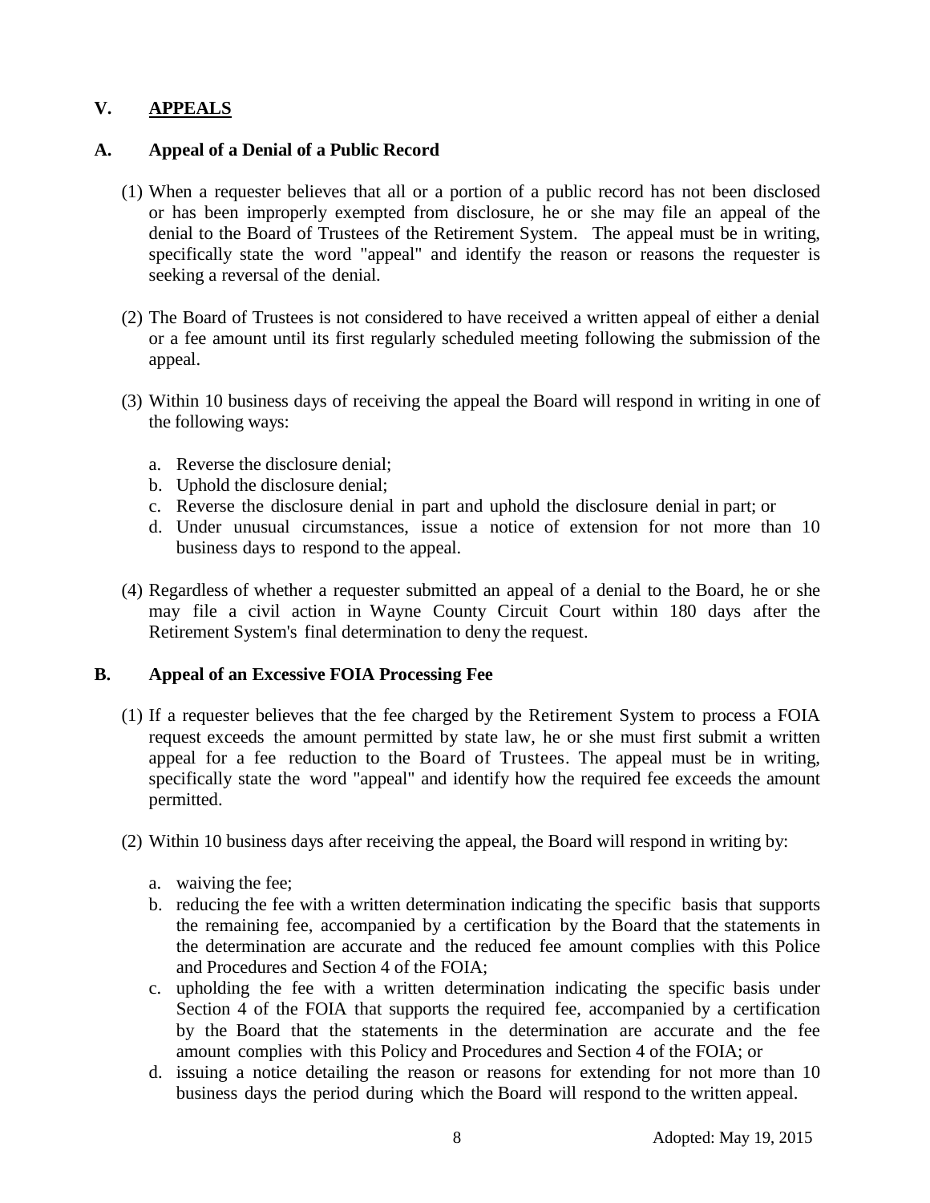## V. APPEALS

### A. Appeal of a Denial of a Public Record

(1) When a requester believes that all or a portion of a public record has not been disclosed or has been improperly exempted from disclosure, he or she may file an appeal of the denial to the Board of Trustees of the Retirement System. The appeal must be in writing, specifically state the word "appeal" and identify the reason or reasons the requester is seeking a reversal of the denial.

(2) The Board of Trustees is not considered to have received a written appeal of either a denial or a fee amount until its first regularly scheduled meeting following the submission of the appeal.

(3) Within 10 business days of receiving the appeal the Board will respond in writing in one of the following ways:

   a. Reverse the disclosure denial;
   b. Uphold the disclosure denial;
   c. Reverse the disclosure denial in part and uphold the disclosure denial in part; or
   d. Under unusual circumstances, issue a notice of extension for not more than 10 business days to respond to the appeal.

(4) Regardless of whether a requester submitted an appeal of a denial to the Board, he or she may file a civil action in Wayne County Circuit Court within 180 days after the Retirement System's final determination to deny the request.

### B. Appeal of an Excessive FOIA Processing Fee

(1) If a requester believes that the fee charged by the Retirement System to process a FOIA request exceeds the amount permitted by state law, he or she must first submit a written appeal for a fee reduction to the Board of Trustees. The appeal must be in writing, specifically state the word "appeal" and identify how the required fee exceeds the amount permitted.

(2) Within 10 business days after receiving the appeal, the Board will respond in writing by:

   a. waiving the fee;
   b. reducing the fee with a written determination indicating the specific basis that supports the remaining fee, accompanied by a certification by the Board that the statements in the determination are accurate and the reduced fee amount complies with this Police and Procedures and Section 4 of the FOIA;
   c. upholding the fee with a written determination indicating the specific basis under Section 4 of the FOIA that supports the required fee, accompanied by a certification by the Board that the statements in the determination are accurate and the fee amount complies with this Policy and Procedures and Section 4 of the FOIA; or
   d. issuing a notice detailing the reason or reasons for extending for not more than 10 business days the period during which the Board will respond to the written appeal.

Adopted: May 19, 2015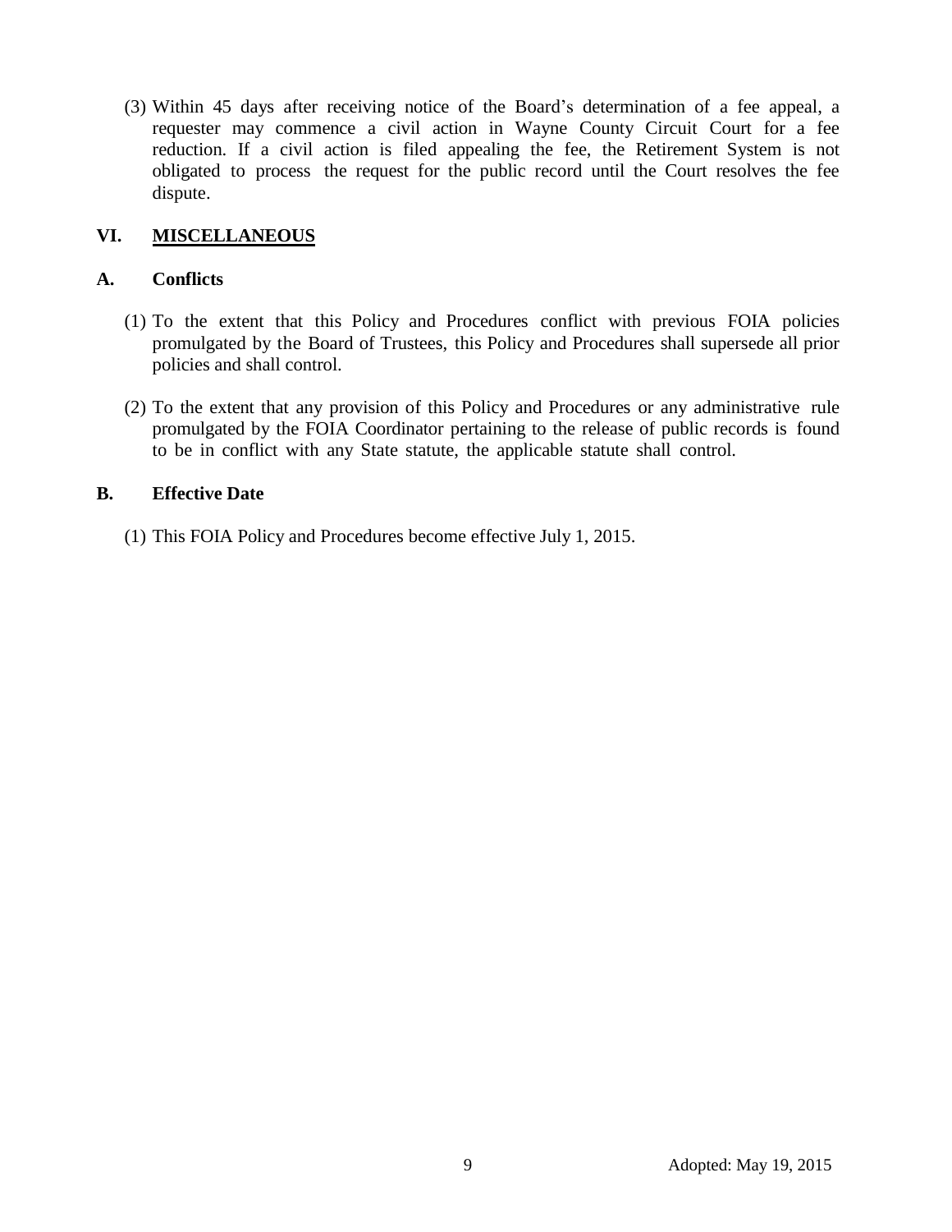(3) Within 45 days after receiving notice of the Board's determination of a fee appeal, a requester may commence a civil action in Wayne County Circuit Court for a fee reduction. If a civil action is filed appealing the fee, the Retirement System is not obligated to process the request for the public record until the Court resolves the fee dispute.

## VI. MISCELLANEOUS

### A. Conflicts

(1) To the extent that this Policy and Procedures conflict with previous FOIA policies promulgated by the Board of Trustees, this Policy and Procedures shall supersede all prior policies and shall control.

(2) To the extent that any provision of this Policy and Procedures or any administrative rule promulgated by the FOIA Coordinator pertaining to the release of public records is found to be in conflict with any State statute, the applicable statute shall control.

### B. Effective Date

(1) This FOIA Policy and Procedures become effective July 1, 2015.